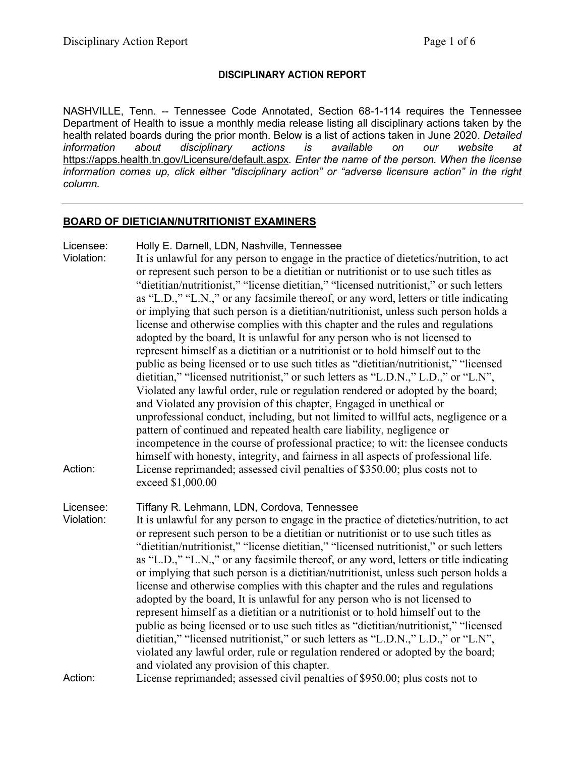## DISCIPLINARY ACTION REPORT

NASHVILLE, Tenn. -- Tennessee Code Annotated, Section 68-1-114 requires the Tennessee Department of Health to issue a monthly media release listing all disciplinary actions taken by the health related boards during the prior month. Below is a list of actions taken in June 2020. *Detailed information about disciplinary actions is available on our website at* https://apps.health.tn.gov/Licensure/default.aspx. *Enter the name of the person. When the license information comes up, click either "disciplinary action" or "adverse licensure action" in the right column.*

---

### BOARD OF DIETICIAN/NUTRITIONIST EXAMINERS

Licensee: Holly E. Darnell, LDN, Nashville, Tennessee

Violation: It is unlawful for any person to engage in the practice of dietetics/nutrition, to act or represent such person to be a dietitian or nutritionist or to use such titles as "dietitian/nutritionist," "license dietitian," "licensed nutritionist," or such letters as "L.D.," "L.N.," or any facsimile thereof, or any word, letters or title indicating or implying that such person is a dietitian/nutritionist, unless such person holds a license and otherwise complies with this chapter and the rules and regulations adopted by the board, It is unlawful for any person who is not licensed to represent himself as a dietitian or a nutritionist or to hold himself out to the public as being licensed or to use such titles as "dietitian/nutritionist," "licensed dietitian," "licensed nutritionist," or such letters as "L.D.N.," L.D.," or "L.N", Violated any lawful order, rule or regulation rendered or adopted by the board; and Violated any provision of this chapter, Engaged in unethical or unprofessional conduct, including, but not limited to willful acts, negligence or a pattern of continued and repeated health care liability, negligence or incompetence in the course of professional practice; to wit: the licensee conducts himself with honesty, integrity, and fairness in all aspects of professional life.

Action: License reprimanded; assessed civil penalties of $350.00; plus costs not to exceed $1,000.00

Licensee: Tiffany R. Lehmann, LDN, Cordova, Tennessee

Violation: It is unlawful for any person to engage in the practice of dietetics/nutrition, to act or represent such person to be a dietitian or nutritionist or to use such titles as "dietitian/nutritionist," "license dietitian," "licensed nutritionist," or such letters as "L.D.," "L.N.," or any facsimile thereof, or any word, letters or title indicating or implying that such person is a dietitian/nutritionist, unless such person holds a license and otherwise complies with this chapter and the rules and regulations adopted by the board, It is unlawful for any person who is not licensed to represent himself as a dietitian or a nutritionist or to hold himself out to the public as being licensed or to use such titles as "dietitian/nutritionist," "licensed dietitian," "licensed nutritionist," or such letters as "L.D.N.," L.D.," or "L.N", violated any lawful order, rule or regulation rendered or adopted by the board; and violated any provision of this chapter.

Action: License reprimanded; assessed civil penalties of $950.00; plus costs not to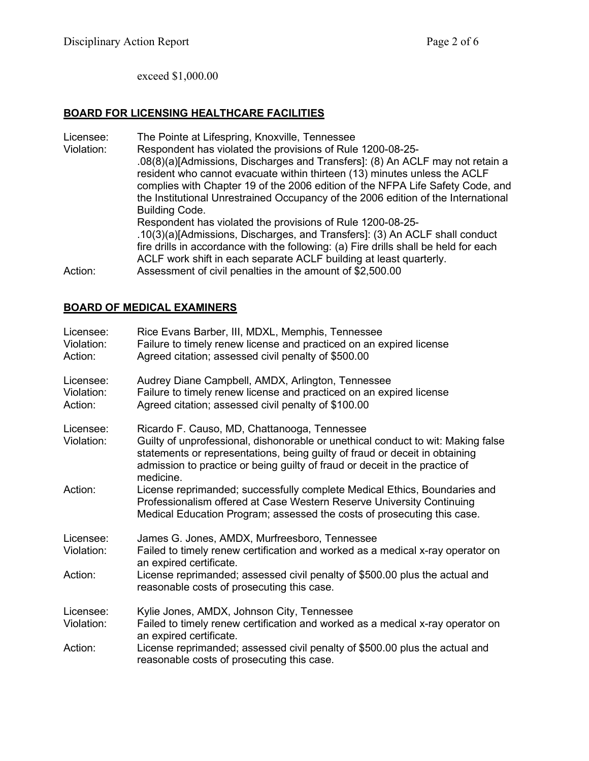exceed $1,000.00

## BOARD FOR LICENSING HEALTHCARE FACILITIES

Licensee: The Pointe at Lifespring, Knoxville, Tennessee

Violation: Respondent has violated the provisions of Rule 1200-08-25-.08(8)(a)[Admissions, Discharges and Transfers]: (8) An ACLF may not retain a resident who cannot evacuate within thirteen (13) minutes unless the ACLF complies with Chapter 19 of the 2006 edition of the NFPA Life Safety Code, and the Institutional Unrestrained Occupancy of the 2006 edition of the International Building Code.

Respondent has violated the provisions of Rule 1200-08-25-.10(3)(a)[Admissions, Discharges, and Transfers]: (3) An ACLF shall conduct fire drills in accordance with the following: (a) Fire drills shall be held for each ACLF work shift in each separate ACLF building at least quarterly.

Action: Assessment of civil penalties in the amount of $2,500.00

## BOARD OF MEDICAL EXAMINERS

Licensee: Rice Evans Barber, III, MDXL, Memphis, Tennessee

Violation: Failure to timely renew license and practiced on an expired license

Action: Agreed citation; assessed civil penalty of $500.00

Licensee: Audrey Diane Campbell, AMDX, Arlington, Tennessee

Violation: Failure to timely renew license and practiced on an expired license

Action: Agreed citation; assessed civil penalty of $100.00

Licensee: Ricardo F. Causo, MD, Chattanooga, Tennessee

Violation: Guilty of unprofessional, dishonorable or unethical conduct to wit: Making false statements or representations, being guilty of fraud or deceit in obtaining admission to practice or being guilty of fraud or deceit in the practice of medicine.

Action: License reprimanded; successfully complete Medical Ethics, Boundaries and Professionalism offered at Case Western Reserve University Continuing Medical Education Program; assessed the costs of prosecuting this case.

Licensee: James G. Jones, AMDX, Murfreesboro, Tennessee

Violation: Failed to timely renew certification and worked as a medical x-ray operator on an expired certificate.

Action: License reprimanded; assessed civil penalty of $500.00 plus the actual and reasonable costs of prosecuting this case.

Licensee: Kylie Jones, AMDX, Johnson City, Tennessee

Violation: Failed to timely renew certification and worked as a medical x-ray operator on an expired certificate.

Action: License reprimanded; assessed civil penalty of $500.00 plus the actual and reasonable costs of prosecuting this case.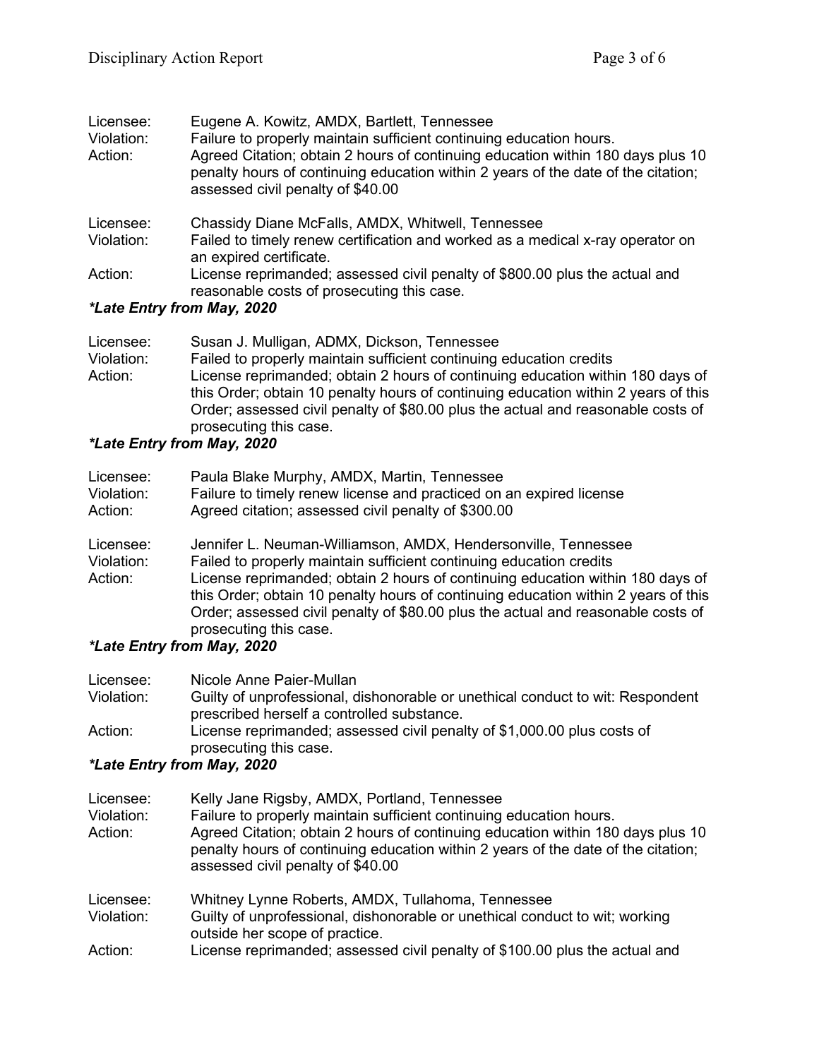Licensee: Eugene A. Kowitz, AMDX, Bartlett, Tennessee
Violation: Failure to properly maintain sufficient continuing education hours.
Action: Agreed Citation; obtain 2 hours of continuing education within 180 days plus 10 penalty hours of continuing education within 2 years of the date of the citation; assessed civil penalty of $40.00

Licensee: Chassidy Diane McFalls, AMDX, Whitwell, Tennessee
Violation: Failed to timely renew certification and worked as a medical x-ray operator on an expired certificate.
Action: License reprimanded; assessed civil penalty of $800.00 plus the actual and reasonable costs of prosecuting this case.

***Late Entry from May, 2020***

Licensee: Susan J. Mulligan, ADMX, Dickson, Tennessee
Violation: Failed to properly maintain sufficient continuing education credits
Action: License reprimanded; obtain 2 hours of continuing education within 180 days of this Order; obtain 10 penalty hours of continuing education within 2 years of this Order; assessed civil penalty of $80.00 plus the actual and reasonable costs of prosecuting this case.

***Late Entry from May, 2020***

Licensee: Paula Blake Murphy, AMDX, Martin, Tennessee
Violation: Failure to timely renew license and practiced on an expired license
Action: Agreed citation; assessed civil penalty of $300.00

Licensee: Jennifer L. Neuman-Williamson, AMDX, Hendersonville, Tennessee
Violation: Failed to properly maintain sufficient continuing education credits
Action: License reprimanded; obtain 2 hours of continuing education within 180 days of this Order; obtain 10 penalty hours of continuing education within 2 years of this Order; assessed civil penalty of $80.00 plus the actual and reasonable costs of prosecuting this case.

***Late Entry from May, 2020***

Licensee: Nicole Anne Paier-Mullan
Violation: Guilty of unprofessional, dishonorable or unethical conduct to wit: Respondent prescribed herself a controlled substance.
Action: License reprimanded; assessed civil penalty of $1,000.00 plus costs of prosecuting this case.

***Late Entry from May, 2020***

Licensee: Kelly Jane Rigsby, AMDX, Portland, Tennessee
Violation: Failure to properly maintain sufficient continuing education hours.
Action: Agreed Citation; obtain 2 hours of continuing education within 180 days plus 10 penalty hours of continuing education within 2 years of the date of the citation; assessed civil penalty of $40.00

Licensee: Whitney Lynne Roberts, AMDX, Tullahoma, Tennessee
Violation: Guilty of unprofessional, dishonorable or unethical conduct to wit; working outside her scope of practice.
Action: License reprimanded; assessed civil penalty of $100.00 plus the actual and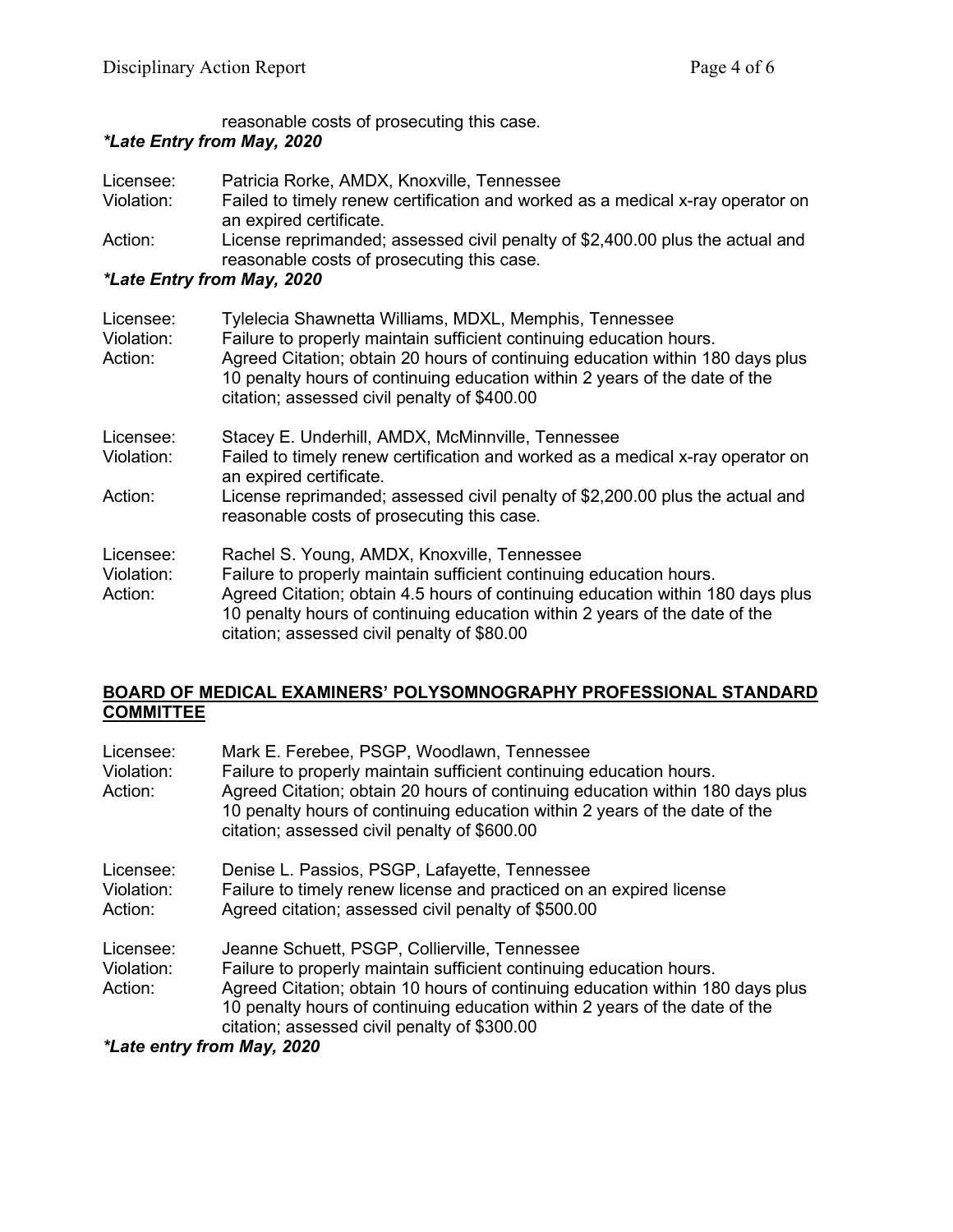reasonable costs of prosecuting this case.

***Late Entry from May, 2020***

Licensee: Patricia Rorke, AMDX, Knoxville, Tennessee
Violation: Failed to timely renew certification and worked as a medical x-ray operator on an expired certificate.
Action: License reprimanded; assessed civil penalty of $2,400.00 plus the actual and reasonable costs of prosecuting this case.

***Late Entry from May, 2020***

Licensee: Tylelecia Shawnetta Williams, MDXL, Memphis, Tennessee
Violation: Failure to properly maintain sufficient continuing education hours.
Action: Agreed Citation; obtain 20 hours of continuing education within 180 days plus 10 penalty hours of continuing education within 2 years of the date of the citation; assessed civil penalty of $400.00

Licensee: Stacey E. Underhill, AMDX, McMinnville, Tennessee
Violation: Failed to timely renew certification and worked as a medical x-ray operator on an expired certificate.
Action: License reprimanded; assessed civil penalty of $2,200.00 plus the actual and reasonable costs of prosecuting this case.

Licensee: Rachel S. Young, AMDX, Knoxville, Tennessee
Violation: Failure to properly maintain sufficient continuing education hours.
Action: Agreed Citation; obtain 4.5 hours of continuing education within 180 days plus 10 penalty hours of continuing education within 2 years of the date of the citation; assessed civil penalty of $80.00

## BOARD OF MEDICAL EXAMINERS' POLYSOMNOGRAPHY PROFESSIONAL STANDARD COMMITTEE

Licensee: Mark E. Ferebee, PSGP, Woodlawn, Tennessee
Violation: Failure to properly maintain sufficient continuing education hours.
Action: Agreed Citation; obtain 20 hours of continuing education within 180 days plus 10 penalty hours of continuing education within 2 years of the date of the citation; assessed civil penalty of $600.00

Licensee: Denise L. Passios, PSGP, Lafayette, Tennessee
Violation: Failure to timely renew license and practiced on an expired license
Action: Agreed citation; assessed civil penalty of $500.00

Licensee: Jeanne Schuett, PSGP, Collierville, Tennessee
Violation: Failure to properly maintain sufficient continuing education hours.
Action: Agreed Citation; obtain 10 hours of continuing education within 180 days plus 10 penalty hours of continuing education within 2 years of the date of the citation; assessed civil penalty of $300.00

***Late entry from May, 2020***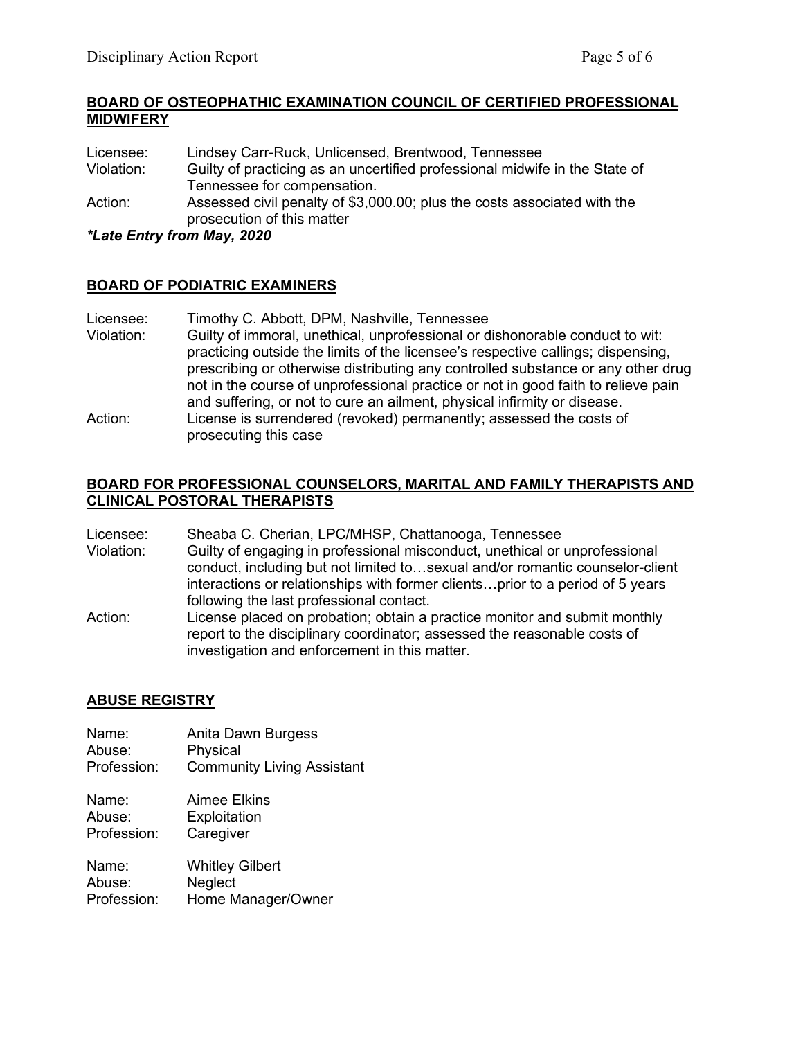## BOARD OF OSTEOPHATHIC EXAMINATION COUNCIL OF CERTIFIED PROFESSIONAL MIDWIFERY

Licensee: Lindsey Carr-Ruck, Unlicensed, Brentwood, Tennessee
Violation: Guilty of practicing as an uncertified professional midwife in the State of Tennessee for compensation.
Action: Assessed civil penalty of $3,000.00; plus the costs associated with the prosecution of this matter

***Late Entry from May, 2020***

## BOARD OF PODIATRIC EXAMINERS

Licensee: Timothy C. Abbott, DPM, Nashville, Tennessee
Violation: Guilty of immoral, unethical, unprofessional or dishonorable conduct to wit: practicing outside the limits of the licensee's respective callings; dispensing, prescribing or otherwise distributing any controlled substance or any other drug not in the course of unprofessional practice or not in good faith to relieve pain and suffering, or not to cure an ailment, physical infirmity or disease.
Action: License is surrendered (revoked) permanently; assessed the costs of prosecuting this case

## BOARD FOR PROFESSIONAL COUNSELORS, MARITAL AND FAMILY THERAPISTS AND CLINICAL POSTORAL THERAPISTS

Licensee: Sheaba C. Cherian, LPC/MHSP, Chattanooga, Tennessee
Violation: Guilty of engaging in professional misconduct, unethical or unprofessional conduct, including but not limited to…sexual and/or romantic counselor-client interactions or relationships with former clients…prior to a period of 5 years following the last professional contact.
Action: License placed on probation; obtain a practice monitor and submit monthly report to the disciplinary coordinator; assessed the reasonable costs of investigation and enforcement in this matter.

## ABUSE REGISTRY

Name: Anita Dawn Burgess
Abuse: Physical
Profession: Community Living Assistant

Name: Aimee Elkins
Abuse: Exploitation
Profession: Caregiver

Name: Whitley Gilbert
Abuse: Neglect
Profession: Home Manager/Owner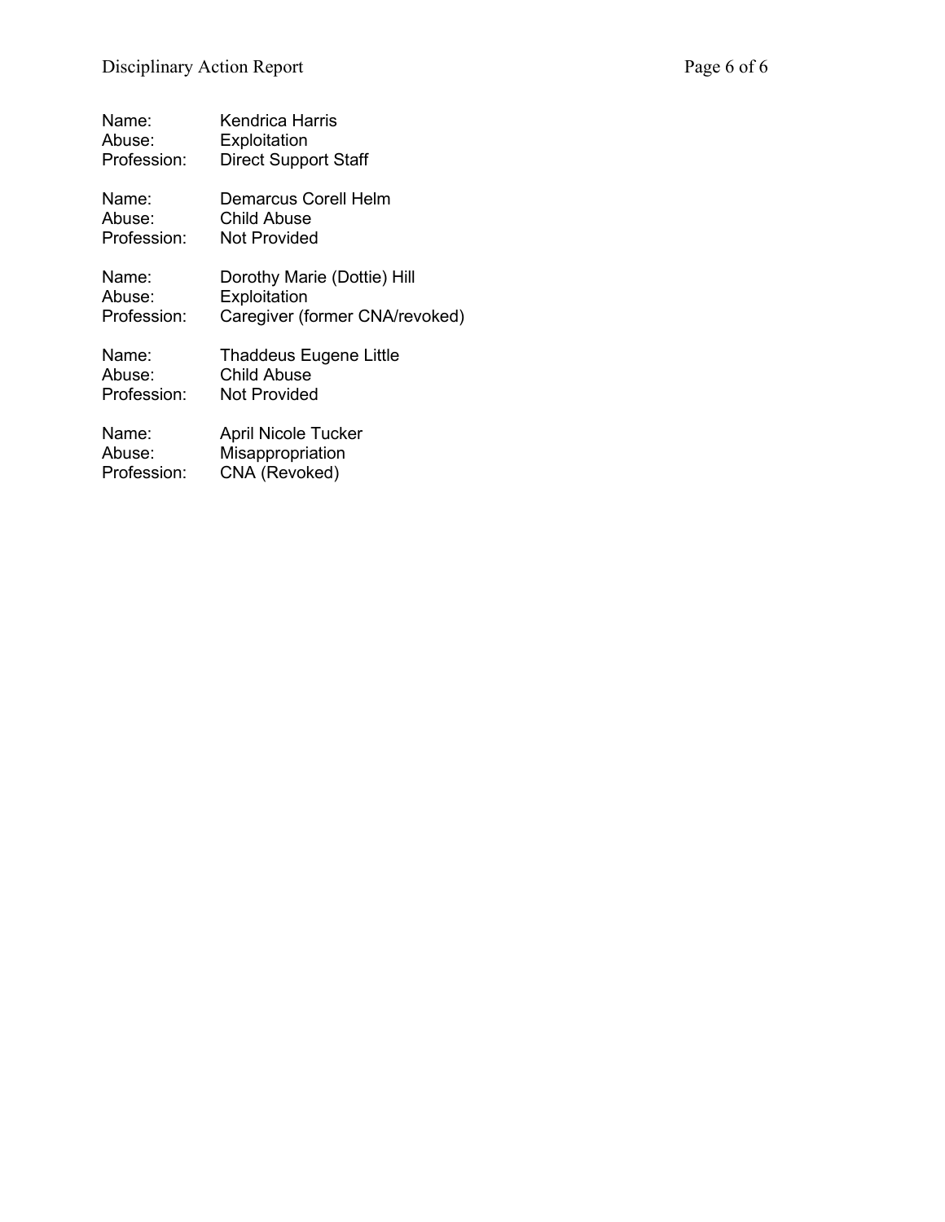Name: Kendrica Harris
Abuse: Exploitation
Profession: Direct Support Staff

Name: Demarcus Corell Helm
Abuse: Child Abuse
Profession: Not Provided

Name: Dorothy Marie (Dottie) Hill
Abuse: Exploitation
Profession: Caregiver (former CNA/revoked)

Name: Thaddeus Eugene Little
Abuse: Child Abuse
Profession: Not Provided

Name: April Nicole Tucker
Abuse: Misappropriation
Profession: CNA (Revoked)